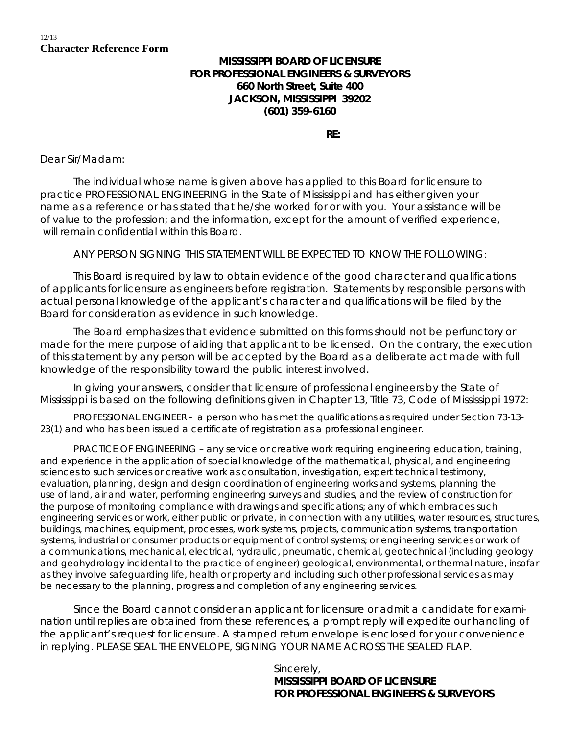12/13

**Character Reference Form**

**MISSISSIPPI BOARD OF LICENSURE**
**FOR PROFESSIONAL ENGINEERS & SURVEYORS**
**660 North Street, Suite 400**
**JACKSON, MISSISSIPPI 39202**
**(601) 359-6160**

**RE:**

Dear Sir/Madam:

The individual whose name is given above has applied to this Board for licensure to practice PROFESSIONAL ENGINEERING in the State of Mississippi and has either given your name as a reference or has stated that he/she worked for or with you. Your assistance will be of value to the profession; and the information, except for the amount of verified experience, will remain confidential within this Board.

ANY PERSON SIGNING THIS STATEMENT WILL BE EXPECTED TO KNOW THE FOLLOWING:

This Board is required by law to obtain evidence of the good character and qualifications of applicants for licensure as engineers before registration. Statements by responsible persons with actual personal knowledge of the applicant's character and qualifications will be filed by the Board for consideration as evidence in such knowledge.

The Board emphasizes that evidence submitted on this forms should not be perfunctory or made for the mere purpose of aiding that applicant to be licensed. On the contrary, the execution of this statement by any person will be accepted by the Board as a deliberate act made with full knowledge of the responsibility toward the public interest involved.

In giving your answers, consider that licensure of professional engineers by the State of Mississippi is based on the following definitions given in Chapter 13, Title 73, Code of Mississippi 1972:

PROFESSIONAL ENGINEER - a person who has met the qualifications as required under Section 73-13-23(1) and who has been issued a certificate of registration as a professional engineer.

PRACTICE OF ENGINEERING – any service or creative work requiring engineering education, training, and experience in the application of special knowledge of the mathematical, physical, and engineering sciences to such services or creative work as consultation, investigation, expert technical testimony, evaluation, planning, design and design coordination of engineering works and systems, planning the use of land, air and water, performing engineering surveys and studies, and the review of construction for the purpose of monitoring compliance with drawings and specifications; any of which embraces such engineering services or work, either public or private, in connection with any utilities, water resources, structures, buildings, machines, equipment, processes, work systems, projects, communication systems, transportation systems, industrial or consumer products or equipment of control systems; or engineering services or work of a communications, mechanical, electrical, hydraulic, pneumatic, chemical, geotechnical (including geology and geohydrology incidental to the practice of engineer) geological, environmental, or thermal nature, insofar as they involve safeguarding life, health or property and including such other professional services as may be necessary to the planning, progress and completion of any engineering services.

Since the Board cannot consider an applicant for licensure or admit a candidate for examination until replies are obtained from these references, a prompt reply will expedite our handling of the applicant's request for licensure. A stamped return envelope is enclosed for your convenience in replying. PLEASE SEAL THE ENVELOPE, SIGNING YOUR NAME ACROSS THE SEALED FLAP.

Sincerely,
**MISSISSIPPI BOARD OF LICENSURE**
**FOR PROFESSIONAL ENGINEERS & SURVEYORS**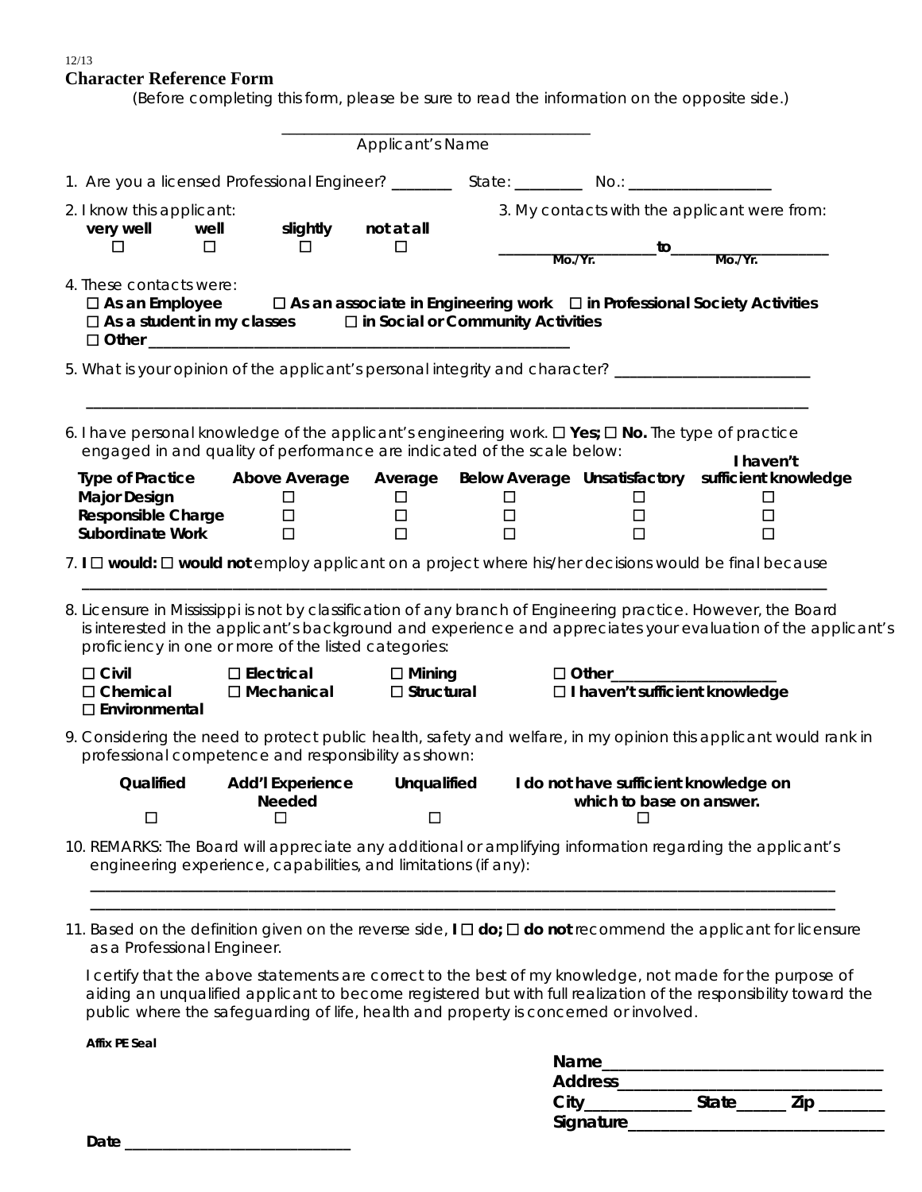12/13

# Character Reference Form

(Before completing this form, please be sure to read the information on the opposite side.)

\_\_\_\_\_\_\_\_\_\_\_\_\_\_\_\_\_\_\_\_\_\_\_\_\_\_\_\_\_\_\_\_\_\_\_\_\_\_\_\_

Applicant's Name

1. Are you a licensed Professional Engineer? \_\_\_\_\_\_\_\_ State: \_\_\_\_\_\_\_\_\_ No.: \_\_\_\_\_\_\_\_\_\_\_\_\_\_\_\_\_\_

2. I know this applicant:

| very well | well | slightly | not at all |
|---|---|---|---|
| ☐ | ☐ | ☐ | ☐ |

3. My contacts with the applicant were from:

\_\_\_\_\_\_\_\_\_\_\_\_\_\_\_\_\_\_\_\_ **to** \_\_\_\_\_\_\_\_\_\_\_\_\_\_\_\_\_\_\_\_
**Mo./Yr.** **Mo./Yr.**

4. These contacts were:
   - ☐ **As an Employee**
   - ☐ **As an associate in Engineering work**
   - ☐ **in Professional Society Activities**
   - ☐ **As a student in my classes**
   - ☐ **in Social or Community Activities**
   - ☐ **Other** \_\_\_\_\_\_\_\_\_\_\_\_\_\_\_\_\_\_\_\_\_\_\_\_\_\_\_\_\_\_\_\_\_\_\_\_\_\_\_\_\_\_\_\_\_\_\_\_\_\_\_\_\_\_

5. What is your opinion of the applicant's personal integrity and character? \_\_\_\_\_\_\_\_\_\_\_\_\_\_\_\_\_\_\_\_\_\_\_\_\_\_\_

\_\_\_\_\_\_\_\_\_\_\_\_\_\_\_\_\_\_\_\_\_\_\_\_\_\_\_\_\_\_\_\_\_\_\_\_\_\_\_\_\_\_\_\_\_\_\_\_\_\_\_\_\_\_\_\_\_\_\_\_\_\_\_\_\_\_\_\_\_\_\_\_\_\_\_\_\_\_\_\_\_\_\_\_\_\_\_\_\_\_\_\_

6. I have personal knowledge of the applicant's engineering work. ☐ **Yes;** ☐ **No.** The type of practice engaged in and quality of performance are indicated of the scale below:

| Type of Practice | Above Average | Average | Below Average | Unsatisfactory | I haven't sufficient knowledge |
|---|---|---|---|---|---|
| **Major Design** | ☐ | ☐ | ☐ | ☐ | ☐ |
| **Responsible Charge** | ☐ | ☐ | ☐ | ☐ | ☐ |
| **Subordinate Work** | ☐ | ☐ | ☐ | ☐ | ☐ |

7. **I** ☐ **would:** ☐ **would not** employ applicant on a project where his/her decisions would be final because

\_\_\_\_\_\_\_\_\_\_\_\_\_\_\_\_\_\_\_\_\_\_\_\_\_\_\_\_\_\_\_\_\_\_\_\_\_\_\_\_\_\_\_\_\_\_\_\_\_\_\_\_\_\_\_\_\_\_\_\_\_\_\_\_\_\_\_\_\_\_\_\_\_\_\_\_\_\_\_\_\_\_\_\_\_\_\_\_\_\_\_\_

8. Licensure in Mississippi is not by classification of any branch of Engineering practice. However, the Board is interested in the applicant's background and experience and appreciates your evaluation of the applicant's proficiency in one or more of the listed categories:
   - ☐ **Civil**
   - ☐ **Electrical**
   - ☐ **Mining**
   - ☐ **Other** \_\_\_\_\_\_\_\_\_\_\_\_\_\_\_\_\_\_\_\_\_\_
   - ☐ **Chemical**
   - ☐ **Mechanical**
   - ☐ **Structural**
   - ☐ **I haven't sufficient knowledge**
   - ☐ **Environmental**

9. Considering the need to protect public health, safety and welfare, in my opinion this applicant would rank in professional competence and responsibility as shown:

| Qualified | Add'l Experience Needed | Unqualified | I do not have sufficient knowledge on which to base on answer. |
|---|---|---|---|
| ☐ | ☐ | ☐ | ☐ |

10. REMARKS: The Board will appreciate any additional or amplifying information regarding the applicant's engineering experience, capabilities, and limitations (if any):

\_\_\_\_\_\_\_\_\_\_\_\_\_\_\_\_\_\_\_\_\_\_\_\_\_\_\_\_\_\_\_\_\_\_\_\_\_\_\_\_\_\_\_\_\_\_\_\_\_\_\_\_\_\_\_\_\_\_\_\_\_\_\_\_\_\_\_\_\_\_\_\_\_\_\_\_\_\_\_\_\_\_\_\_\_\_\_\_\_\_\_\_

\_\_\_\_\_\_\_\_\_\_\_\_\_\_\_\_\_\_\_\_\_\_\_\_\_\_\_\_\_\_\_\_\_\_\_\_\_\_\_\_\_\_\_\_\_\_\_\_\_\_\_\_\_\_\_\_\_\_\_\_\_\_\_\_\_\_\_\_\_\_\_\_\_\_\_\_\_\_\_\_\_\_\_\_\_\_\_\_\_\_\_\_

11. Based on the definition given on the reverse side, **I** ☐ **do;** ☐ **do not** recommend the applicant for licensure as a Professional Engineer.

I certify that the above statements are correct to the best of my knowledge, not made for the purpose of aiding an unqualified applicant to become registered but with full realization of the responsibility toward the public where the safeguarding of life, health and property is concerned or involved.

**Affix PE Seal**

**Name** \_\_\_\_\_\_\_\_\_\_\_\_\_\_\_\_\_\_\_\_\_\_\_\_\_\_\_\_\_\_\_\_\_\_\_

**Address** \_\_\_\_\_\_\_\_\_\_\_\_\_\_\_\_\_\_\_\_\_\_\_\_\_\_\_\_\_\_\_\_

**City** \_\_\_\_\_\_\_\_\_\_\_\_\_ **State** \_\_\_\_\_\_ **Zip** \_\_\_\_\_\_\_\_

**Signature** \_\_\_\_\_\_\_\_\_\_\_\_\_\_\_\_\_\_\_\_\_\_\_\_\_\_\_\_\_\_\_\_

**Date** \_\_\_\_\_\_\_\_\_\_\_\_\_\_\_\_\_\_\_\_\_\_\_\_\_\_\_\_\_\_